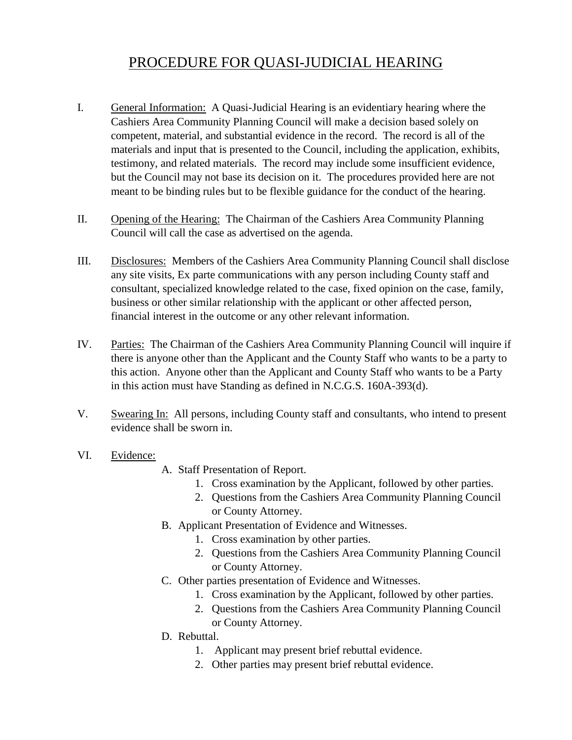# PROCEDURE FOR QUASI-JUDICIAL HEARING

I. General Information: A Quasi-Judicial Hearing is an evidentiary hearing where the Cashiers Area Community Planning Council will make a decision based solely on competent, material, and substantial evidence in the record. The record is all of the materials and input that is presented to the Council, including the application, exhibits, testimony, and related materials. The record may include some insufficient evidence, but the Council may not base its decision on it. The procedures provided here are not meant to be binding rules but to be flexible guidance for the conduct of the hearing.

II. Opening of the Hearing: The Chairman of the Cashiers Area Community Planning Council will call the case as advertised on the agenda.

III. Disclosures: Members of the Cashiers Area Community Planning Council shall disclose any site visits, Ex parte communications with any person including County staff and consultant, specialized knowledge related to the case, fixed opinion on the case, family, business or other similar relationship with the applicant or other affected person, financial interest in the outcome or any other relevant information.

IV. Parties: The Chairman of the Cashiers Area Community Planning Council will inquire if there is anyone other than the Applicant and the County Staff who wants to be a party to this action. Anyone other than the Applicant and County Staff who wants to be a Party in this action must have Standing as defined in N.C.G.S. 160A-393(d).

V. Swearing In: All persons, including County staff and consultants, who intend to present evidence shall be sworn in.

VI. Evidence:

- A. Staff Presentation of Report.
  1. Cross examination by the Applicant, followed by other parties.
  2. Questions from the Cashiers Area Community Planning Council or County Attorney.
- B. Applicant Presentation of Evidence and Witnesses.
  1. Cross examination by other parties.
  2. Questions from the Cashiers Area Community Planning Council or County Attorney.
- C. Other parties presentation of Evidence and Witnesses.
  1. Cross examination by the Applicant, followed by other parties.
  2. Questions from the Cashiers Area Community Planning Council or County Attorney.
- D. Rebuttal.
  1. Applicant may present brief rebuttal evidence.
  2. Other parties may present brief rebuttal evidence.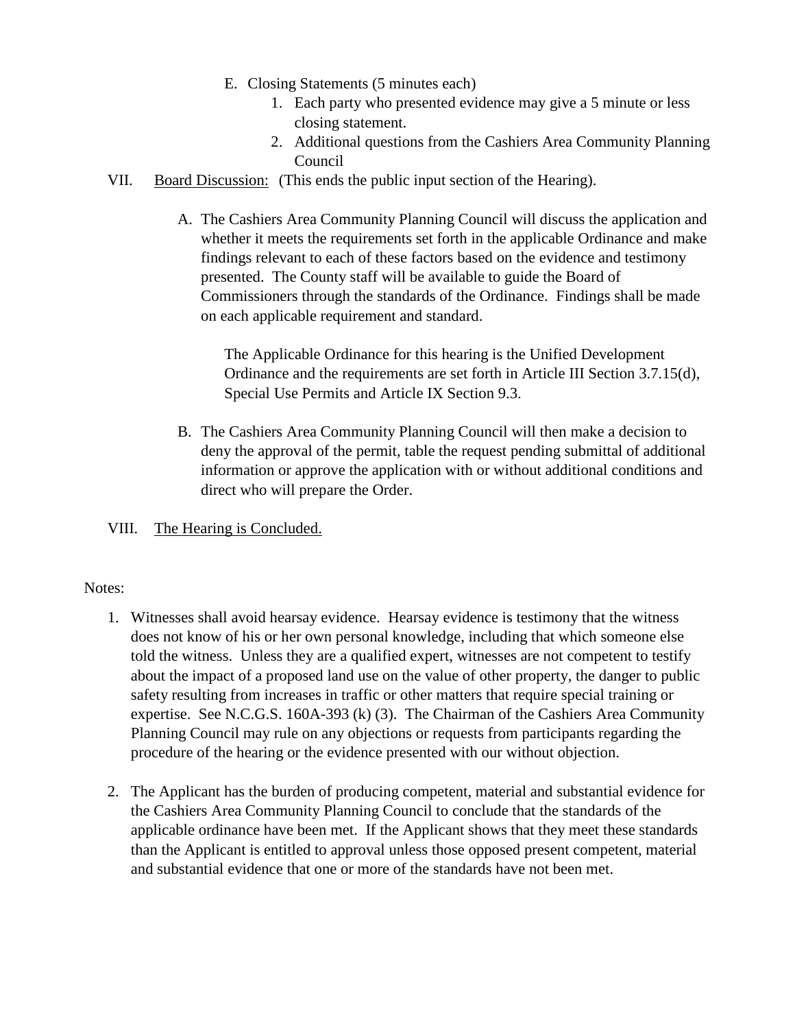E. Closing Statements (5 minutes each)
    1. Each party who presented evidence may give a 5 minute or less closing statement.
    2. Additional questions from the Cashiers Area Community Planning Council

VII. Board Discussion: (This ends the public input section of the Hearing).

A. The Cashiers Area Community Planning Council will discuss the application and whether it meets the requirements set forth in the applicable Ordinance and make findings relevant to each of these factors based on the evidence and testimony presented. The County staff will be available to guide the Board of Commissioners through the standards of the Ordinance. Findings shall be made on each applicable requirement and standard.

    The Applicable Ordinance for this hearing is the Unified Development Ordinance and the requirements are set forth in Article III Section 3.7.15(d), Special Use Permits and Article IX Section 9.3.

B. The Cashiers Area Community Planning Council will then make a decision to deny the approval of the permit, table the request pending submittal of additional information or approve the application with or without additional conditions and direct who will prepare the Order.

VIII. The Hearing is Concluded.

Notes:

1. Witnesses shall avoid hearsay evidence. Hearsay evidence is testimony that the witness does not know of his or her own personal knowledge, including that which someone else told the witness. Unless they are a qualified expert, witnesses are not competent to testify about the impact of a proposed land use on the value of other property, the danger to public safety resulting from increases in traffic or other matters that require special training or expertise. See N.C.G.S. 160A-393 (k) (3). The Chairman of the Cashiers Area Community Planning Council may rule on any objections or requests from participants regarding the procedure of the hearing or the evidence presented with our without objection.

2. The Applicant has the burden of producing competent, material and substantial evidence for the Cashiers Area Community Planning Council to conclude that the standards of the applicable ordinance have been met. If the Applicant shows that they meet these standards than the Applicant is entitled to approval unless those opposed present competent, material and substantial evidence that one or more of the standards have not been met.